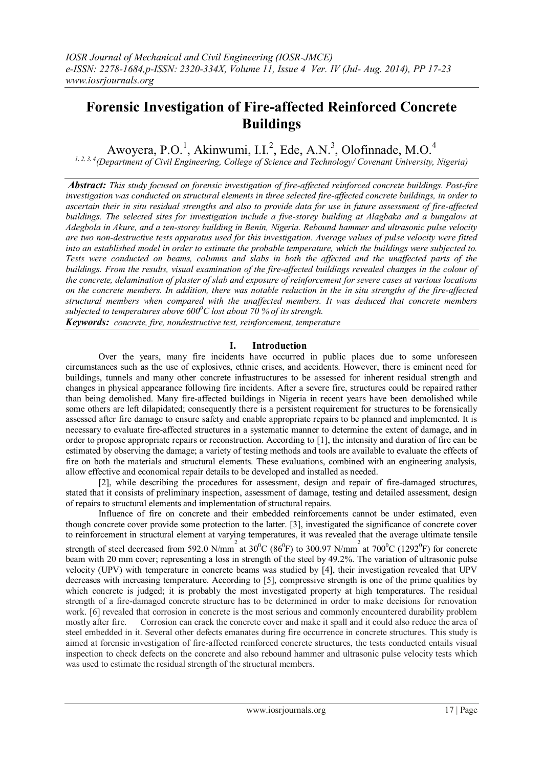# Forensic Investigation of Fire-affected Reinforced Concrete Buildings

Awoyera, P.O.[1], Akinwumi, I.I.[2], Ede, A.N.[3], Olofinnade, M.O.[4]

[1, 2, 3, 4] *(Department of Civil Engineering, College of Science and Technology/ Covenant University, Nigeria)*

***Abstract:*** *This study focused on forensic investigation of fire-affected reinforced concrete buildings. Post-fire investigation was conducted on structural elements in three selected fire-affected concrete buildings, in order to ascertain their in situ residual strengths and also to provide data for use in future assessment of fire-affected buildings. The selected sites for investigation include a five-storey building at Alagbaka and a bungalow at Adegbola in Akure, and a ten-storey building in Benin, Nigeria. Rebound hammer and ultrasonic pulse velocity are two non-destructive tests apparatus used for this investigation. Average values of pulse velocity were fitted into an established model in order to estimate the probable temperature, which the buildings were subjected to. Tests were conducted on beams, columns and slabs in both the affected and the unaffected parts of the buildings. From the results, visual examination of the fire-affected buildings revealed changes in the colour of the concrete, delamination of plaster of slab and exposure of reinforcement for severe cases at various locations on the concrete members. In addition, there was notable reduction in the in situ strengths of the fire-affected structural members when compared with the unaffected members. It was deduced that concrete members subjected to temperatures above $600^0C$ lost about 70 % of its strength.*

***Keywords:*** *concrete, fire, nondestructive test, reinforcement, temperature*

## I. Introduction

Over the years, many fire incidents have occurred in public places due to some unforeseen circumstances such as the use of explosives, ethnic crises, and accidents. However, there is eminent need for buildings, tunnels and many other concrete infrastructures to be assessed for inherent residual strength and changes in physical appearance following fire incidents. After a severe fire, structures could be repaired rather than being demolished. Many fire-affected buildings in Nigeria in recent years have been demolished while some others are left dilapidated; consequently there is a persistent requirement for structures to be forensically assessed after fire damage to ensure safety and enable appropriate repairs to be planned and implemented. It is necessary to evaluate fire-affected structures in a systematic manner to determine the extent of damage, and in order to propose appropriate repairs or reconstruction. According to [1], the intensity and duration of fire can be estimated by observing the damage; a variety of testing methods and tools are available to evaluate the effects of fire on both the materials and structural elements. These evaluations, combined with an engineering analysis, allow effective and economical repair details to be developed and installed as needed.

[2], while describing the procedures for assessment, design and repair of fire-damaged structures, stated that it consists of preliminary inspection, assessment of damage, testing and detailed assessment, design of repairs to structural elements and implementation of structural repairs.

Influence of fire on concrete and their embedded reinforcements cannot be under estimated, even though concrete cover provide some protection to the latter. [3], investigated the significance of concrete cover to reinforcement in structural element at varying temperatures, it was revealed that the average ultimate tensile strength of steel decreased from 592.0 $N/mm^2$ at $30^0C$ ($86^0F$) to 300.97 $N/mm^2$ at $700^0C$ ($1292^0F$) for concrete beam with 20 mm cover; representing a loss in strength of the steel by 49.2%. The variation of ultrasonic pulse velocity (UPV) with temperature in concrete beams was studied by [4], their investigation revealed that UPV decreases with increasing temperature. According to [5], compressive strength is one of the prime qualities by which concrete is judged; it is probably the most investigated property at high temperatures. The residual strength of a fire-damaged concrete structure has to be determined in order to make decisions for renovation work. [6] revealed that corrosion in concrete is the most serious and commonly encountered durability problem mostly after fire. Corrosion can crack the concrete cover and make it spall and it could also reduce the area of steel embedded in it. Several other defects emanates during fire occurrence in concrete structures. This study is aimed at forensic investigation of fire-affected reinforced concrete structures, the tests conducted entails visual inspection to check defects on the concrete and also rebound hammer and ultrasonic pulse velocity tests which was used to estimate the residual strength of the structural members.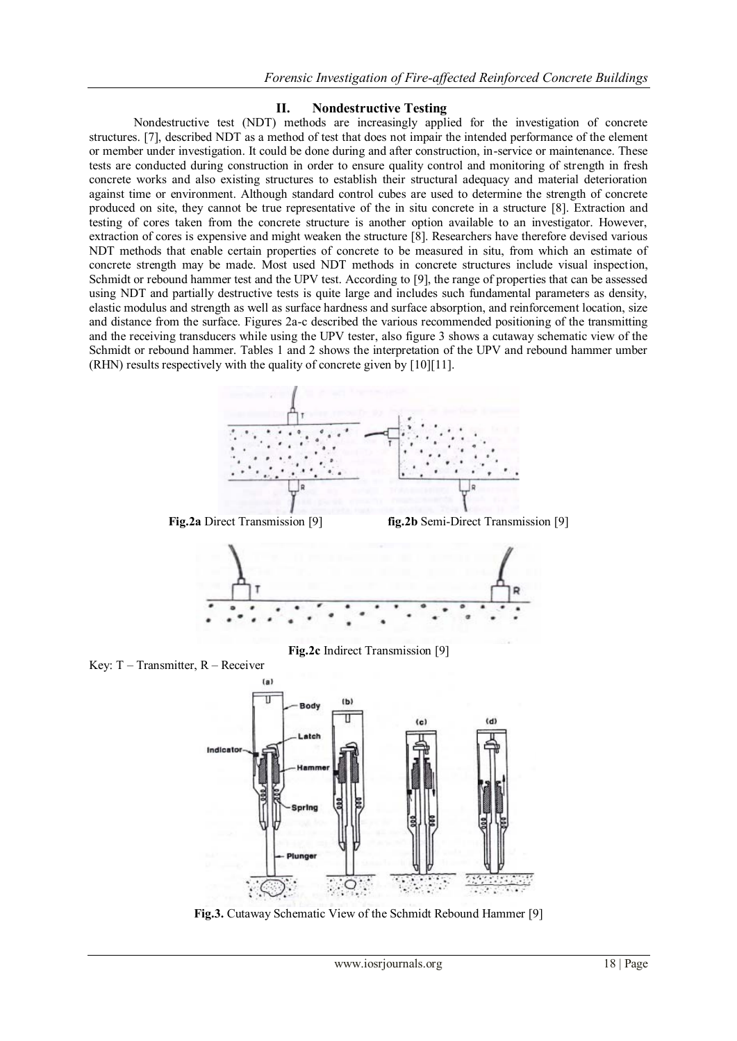## II. Nondestructive Testing

Nondestructive test (NDT) methods are increasingly applied for the investigation of concrete structures. [7], described NDT as a method of test that does not impair the intended performance of the element or member under investigation. It could be done during and after construction, in-service or maintenance. These tests are conducted during construction in order to ensure quality control and monitoring of strength in fresh concrete works and also existing structures to establish their structural adequacy and material deterioration against time or environment. Although standard control cubes are used to determine the strength of concrete produced on site, they cannot be true representative of the in situ concrete in a structure [8]. Extraction and testing of cores taken from the concrete structure is another option available to an investigator. However, extraction of cores is expensive and might weaken the structure [8]. Researchers have therefore devised various NDT methods that enable certain properties of concrete to be measured in situ, from which an estimate of concrete strength may be made. Most used NDT methods in concrete structures include visual inspection, Schmidt or rebound hammer test and the UPV test. According to [9], the range of properties that can be assessed using NDT and partially destructive tests is quite large and includes such fundamental parameters as density, elastic modulus and strength as well as surface hardness and surface absorption, and reinforcement location, size and distance from the surface. Figures 2a-c described the various recommended positioning of the transmitting and the receiving transducers while using the UPV tester, also figure 3 shows a cutaway schematic view of the Schmidt or rebound hammer. Tables 1 and 2 shows the interpretation of the UPV and rebound hammer umber (RHN) results respectively with the quality of concrete given by [10][11].

**Fig.2a** Direct Transmission [9] **fig.2b** Semi-Direct Transmission [9]

**Fig.2c** Indirect Transmission [9]

Key: T – Transmitter, R – Receiver

**Fig.3.** Cutaway Schematic View of the Schmidt Rebound Hammer [9]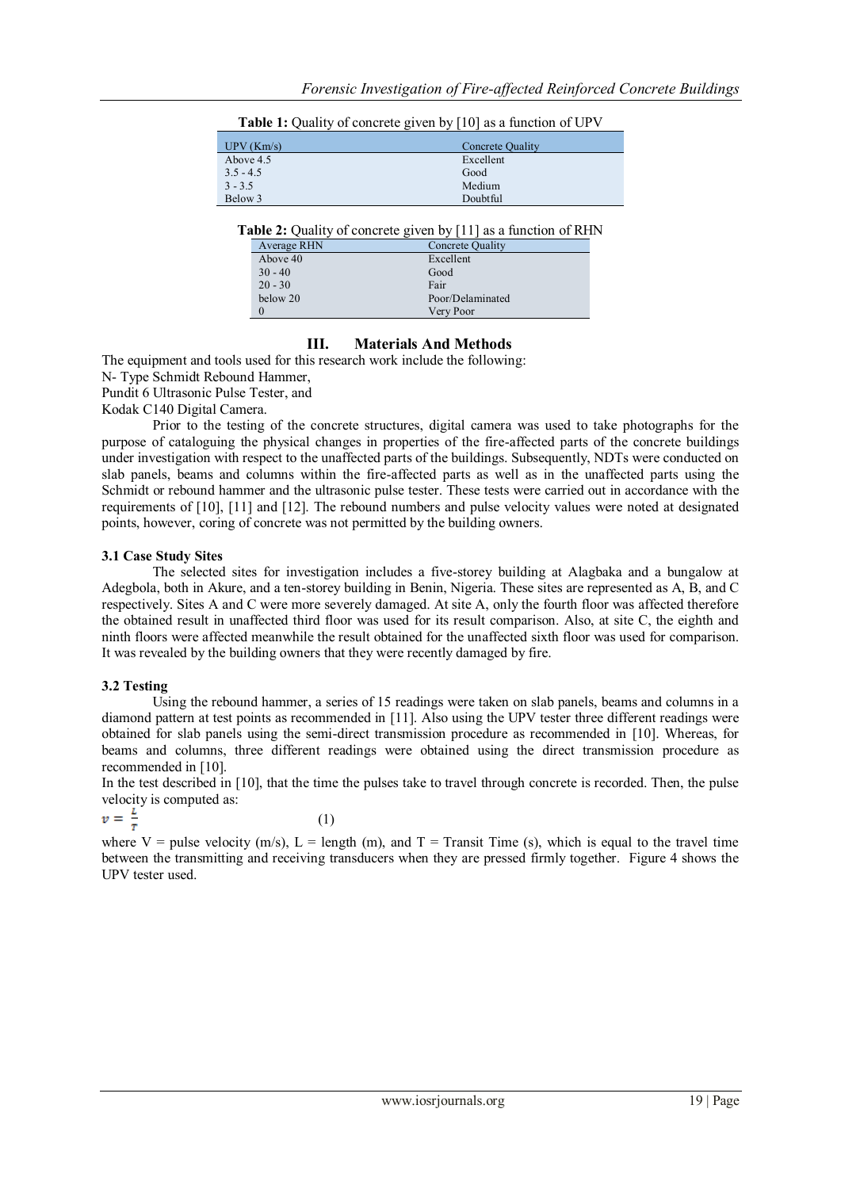**Table 1:** Quality of concrete given by [10] as a function of UPV

| UPV (Km/s) | Concrete Quality |
|---|---|
| Above 4.5 | Excellent |
| 3.5 - 4.5 | Good |
| 3 - 3.5 | Medium |
| Below 3 | Doubtful |

**Table 2:** Quality of concrete given by [11] as a function of RHN

| Average RHN | Concrete Quality |
|---|---|
| Above 40 | Excellent |
| 30 - 40 | Good |
| 20 - 30 | Fair |
| below 20 | Poor/Delaminated |
| 0 | Very Poor |

## III. Materials And Methods

The equipment and tools used for this research work include the following:
N- Type Schmidt Rebound Hammer,
Pundit 6 Ultrasonic Pulse Tester, and
Kodak C140 Digital Camera.

Prior to the testing of the concrete structures, digital camera was used to take photographs for the purpose of cataloguing the physical changes in properties of the fire-affected parts of the concrete buildings under investigation with respect to the unaffected parts of the buildings. Subsequently, NDTs were conducted on slab panels, beams and columns within the fire-affected parts as well as in the unaffected parts using the Schmidt or rebound hammer and the ultrasonic pulse tester. These tests were carried out in accordance with the requirements of [10], [11] and [12]. The rebound numbers and pulse velocity values were noted at designated points, however, coring of concrete was not permitted by the building owners.

### 3.1 Case Study Sites

The selected sites for investigation includes a five-storey building at Alagbaka and a bungalow at Adegbola, both in Akure, and a ten-storey building in Benin, Nigeria. These sites are represented as A, B, and C respectively. Sites A and C were more severely damaged. At site A, only the fourth floor was affected therefore the obtained result in unaffected third floor was used for its result comparison. Also, at site C, the eighth and ninth floors were affected meanwhile the result obtained for the unaffected sixth floor was used for comparison. It was revealed by the building owners that they were recently damaged by fire.

### 3.2 Testing

Using the rebound hammer, a series of 15 readings were taken on slab panels, beams and columns in a diamond pattern at test points as recommended in [11]. Also using the UPV tester three different readings were obtained for slab panels using the semi-direct transmission procedure as recommended in [10]. Whereas, for beams and columns, three different readings were obtained using the direct transmission procedure as recommended in [10].

In the test described in [10], that the time the pulses take to travel through concrete is recorded. Then, the pulse velocity is computed as:

$$v = \frac{L}{T} \qquad (1)$$

where V = pulse velocity (m/s), L = length (m), and T = Transit Time (s), which is equal to the travel time between the transmitting and receiving transducers when they are pressed firmly together. Figure 4 shows the UPV tester used.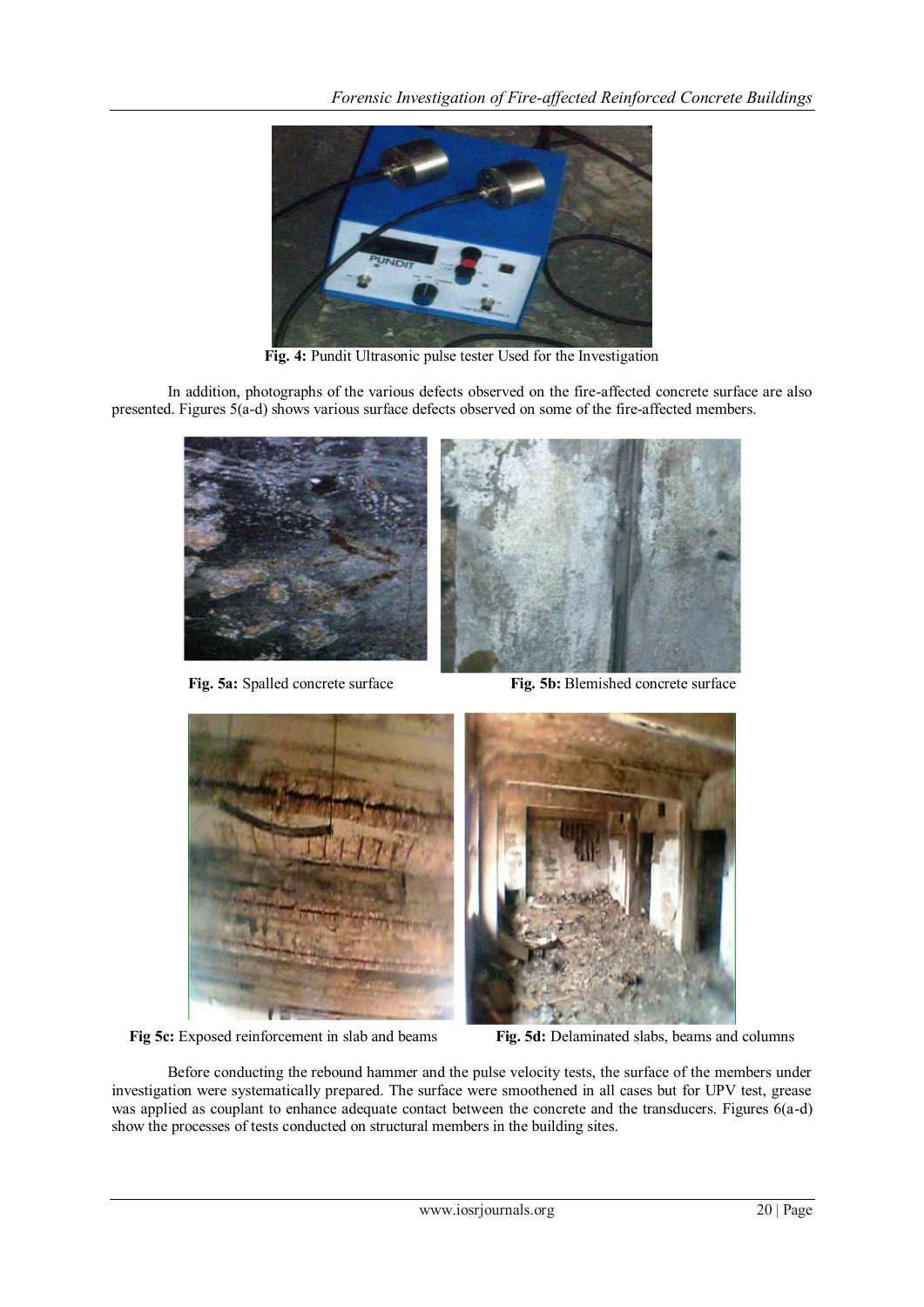**Fig. 4:** Pundit Ultrasonic pulse tester Used for the Investigation

In addition, photographs of the various defects observed on the fire-affected concrete surface are also presented. Figures 5(a-d) shows various surface defects observed on some of the fire-affected members.

**Fig. 5a:** Spalled concrete surface

**Fig. 5b:** Blemished concrete surface

**Fig 5c:** Exposed reinforcement in slab and beams

**Fig. 5d:** Delaminated slabs, beams and columns

Before conducting the rebound hammer and the pulse velocity tests, the surface of the members under investigation were systematically prepared. The surface were smoothened in all cases but for UPV test, grease was applied as couplant to enhance adequate contact between the concrete and the transducers. Figures 6(a-d) show the processes of tests conducted on structural members in the building sites.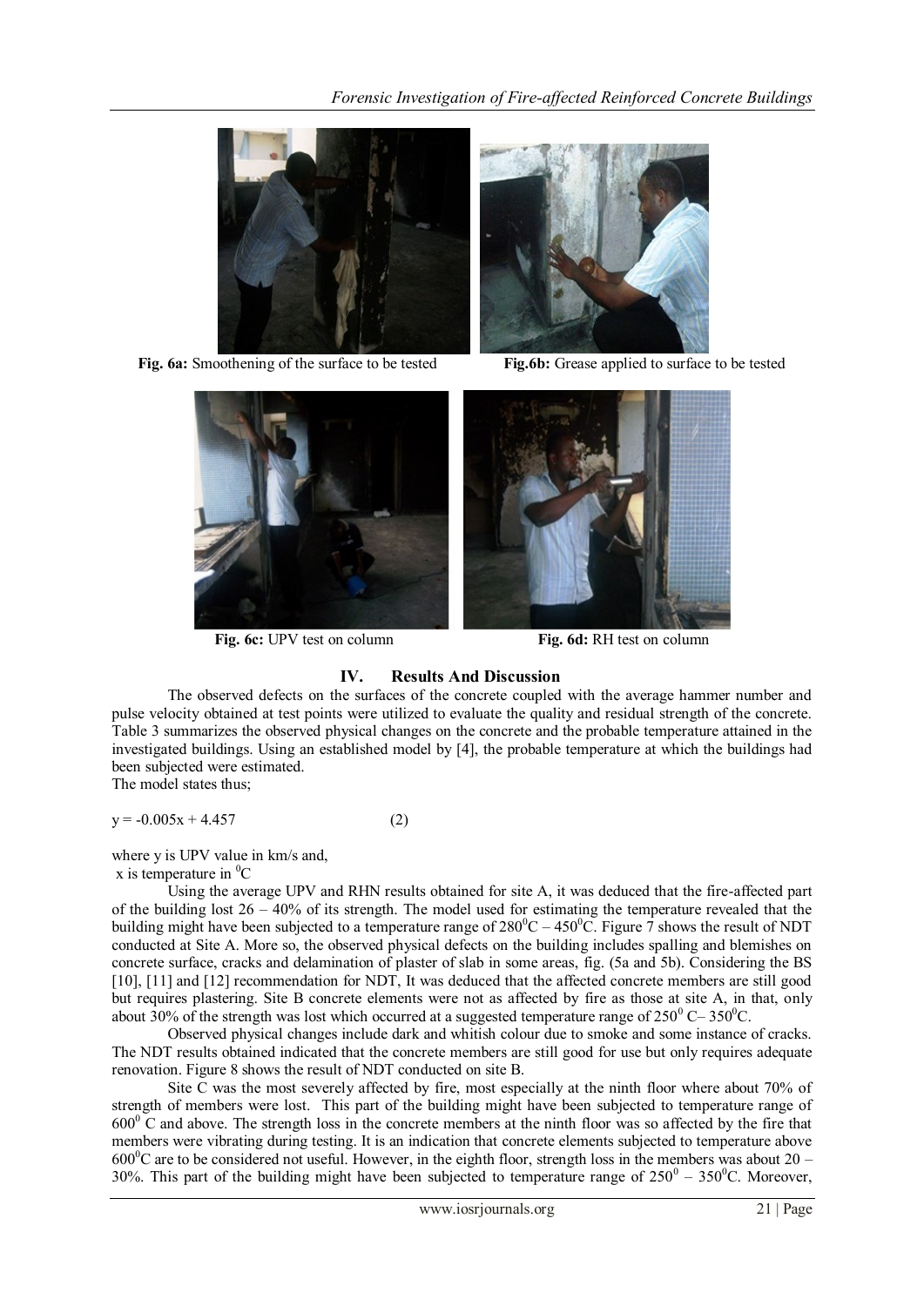**Fig. 6a:** Smoothening of the surface to be tested

**Fig.6b:** Grease applied to surface to be tested

**Fig. 6c:** UPV test on column

**Fig. 6d:** RH test on column

## IV. Results And Discussion

The observed defects on the surfaces of the concrete coupled with the average hammer number and pulse velocity obtained at test points were utilized to evaluate the quality and residual strength of the concrete. Table 3 summarizes the observed physical changes on the concrete and the probable temperature attained in the investigated buildings. Using an established model by [4], the probable temperature at which the buildings had been subjected were estimated.

The model states thus;

$$y = -0.005x + 4.457 \qquad (2)$$

where y is UPV value in km/s and,
x is temperature in $^0$C

Using the average UPV and RHN results obtained for site A, it was deduced that the fire-affected part of the building lost 26 – 40% of its strength. The model used for estimating the temperature revealed that the building might have been subjected to a temperature range of 280$^0$C – 450$^0$C. Figure 7 shows the result of NDT conducted at Site A. More so, the observed physical defects on the building includes spalling and blemishes on concrete surface, cracks and delamination of plaster of slab in some areas, fig. (5a and 5b). Considering the BS [10], [11] and [12] recommendation for NDT, It was deduced that the affected concrete members are still good but requires plastering. Site B concrete elements were not as affected by fire as those at site A, in that, only about 30% of the strength was lost which occurred at a suggested temperature range of 250$^0$ C– 350$^0$C.

Observed physical changes include dark and whitish colour due to smoke and some instance of cracks. The NDT results obtained indicated that the concrete members are still good for use but only requires adequate renovation. Figure 8 shows the result of NDT conducted on site B.

Site C was the most severely affected by fire, most especially at the ninth floor where about 70% of strength of members were lost. This part of the building might have been subjected to temperature range of 600$^0$ C and above. The strength loss in the concrete members at the ninth floor was so affected by the fire that members were vibrating during testing. It is an indication that concrete elements subjected to temperature above 600$^0$C are to be considered not useful. However, in the eighth floor, strength loss in the members was about 20 – 30%. This part of the building might have been subjected to temperature range of 250$^0$ – 350$^0$C. Moreover,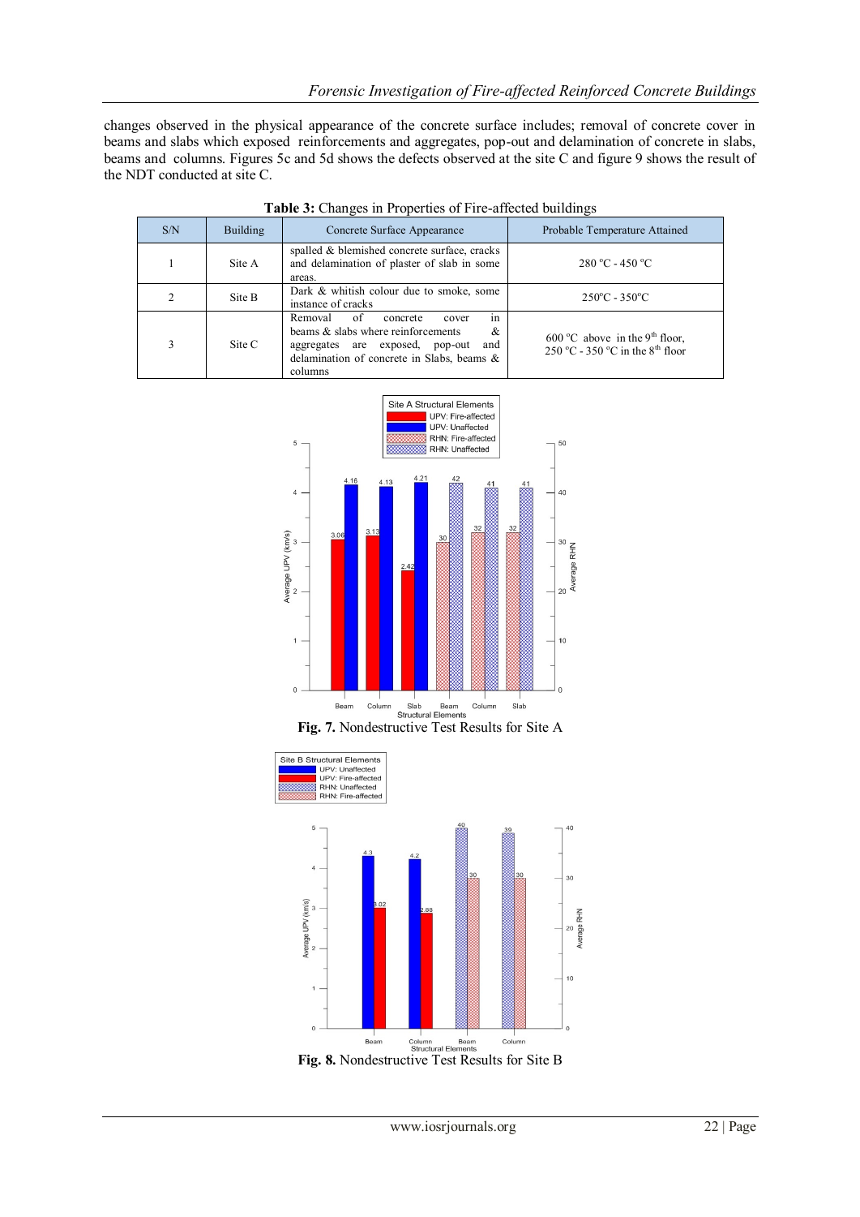changes observed in the physical appearance of the concrete surface includes; removal of concrete cover in beams and slabs which exposed reinforcements and aggregates, pop-out and delamination of concrete in slabs, beams and columns. Figures 5c and 5d shows the defects observed at the site C and figure 9 shows the result of the NDT conducted at site C.

**Table 3:** Changes in Properties of Fire-affected buildings

| S/N | Building | Concrete Surface Appearance | Probable Temperature Attained |
|---|---|---|---|
| 1 | Site A | spalled & blemished concrete surface, cracks and delamination of plaster of slab in some areas. | 280 °C - 450 °C |
| 2 | Site B | Dark & whitish colour due to smoke, some instance of cracks | 250°C - 350°C |
| 3 | Site C | Removal of concrete cover in beams & slabs where reinforcements & aggregates are exposed, pop-out and delamination of concrete in Slabs, beams & columns | 600 °C above in the 9[th] floor, 250 °C - 350 °C in the 8[th] floor |

**Fig. 7.** Nondestructive Test Results for Site A

**Fig. 8.** Nondestructive Test Results for Site B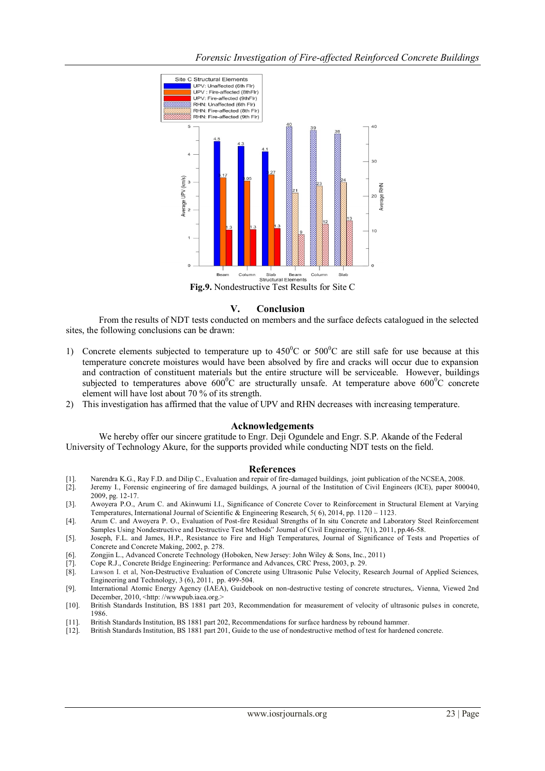Site C Structural Elements
UPV: Unaffected (6th Flr)
UPV : Fire-affected (8thFlr)
UPV: Fire-affected (9thFlr)
RHN: Unaffected (6th Flr)
RHN: Fire-affected (8th Flr)
RHN: Fire-affected (9th Flr)

Average UPV (km/s)
Average RHN

4.5
4.3
4.1
3.17
3.05
3.27
1.3
1.3
1.3
40
39
38
21
23
24
9
12
13

Beam
Column
Slab
Beam
Column
Slab
Structural Elements

**Fig.9.** Nondestructive Test Results for Site C

## V. Conclusion

From the results of NDT tests conducted on members and the surface defects catalogued in the selected sites, the following conclusions can be drawn:

1) Concrete elements subjected to temperature up to $450^0$C or $500^0$C are still safe for use because at this temperature concrete moistures would have been absolved by fire and cracks will occur due to expansion and contraction of constituent materials but the entire structure will be serviceable. However, buildings subjected to temperatures above $600^0$C are structurally unsafe. At temperature above $600^0$C concrete element will have lost about 70 % of its strength.
2) This investigation has affirmed that the value of UPV and RHN decreases with increasing temperature.

## Acknowledgements

We hereby offer our sincere gratitude to Engr. Deji Ogundele and Engr. S.P. Akande of the Federal University of Technology Akure, for the supports provided while conducting NDT tests on the field.

## References

[1]. Narendra K.G., Ray F.D. and Dilip C., Evaluation and repair of fire-damaged buildings, joint publication of the NCSEA, 2008.
[2]. Jeremy I., Forensic engineering of fire damaged buildings, A journal of the Institution of Civil Engineers (ICE), paper 800040, 2009, pg. 12-17.
[3]. Awoyera P.O., Arum C. and Akinwumi I.I., Significance of Concrete Cover to Reinforcement in Structural Element at Varying Temperatures, International Journal of Scientific & Engineering Research, 5( 6), 2014, pp. 1120 – 1123.
[4]. Arum C. and Awoyera P. O., Evaluation of Post-fire Residual Strengths of In situ Concrete and Laboratory Steel Reinforcement Samples Using Nondestructive and Destructive Test Methods" Journal of Civil Engineering, 7(1), 2011, pp.46-58.
[5]. Joseph, F.L. and James, H.P., Resistance to Fire and High Temperatures, Journal of Significance of Tests and Properties of Concrete and Concrete Making, 2002, p. 278.
[6]. Zongjin L., Advanced Concrete Technology (Hoboken, New Jersey: John Wiley & Sons, Inc., 2011)
[7]. Cope R.J., Concrete Bridge Engineering: Performance and Advances, CRC Press, 2003, p. 29.
[8]. Lawson I. et al, Non-Destructive Evaluation of Concrete using Ultrasonic Pulse Velocity, Research Journal of Applied Sciences, Engineering and Technology, 3 (6), 2011, pp. 499-504.
[9]. International Atomic Energy Agency (IAEA), Guidebook on non-destructive testing of concrete structures,. Vienna, Viewed 2nd December, 2010, <http: //wwwpub.iaea.org.>
[10]. British Standards Institution, BS 1881 part 203, Recommendation for measurement of velocity of ultrasonic pulses in concrete, 1986.
[11]. British Standards Institution, BS 1881 part 202, Recommendations for surface hardness by rebound hammer.
[12]. British Standards Institution, BS 1881 part 201, Guide to the use of nondestructive method of test for hardened concrete.